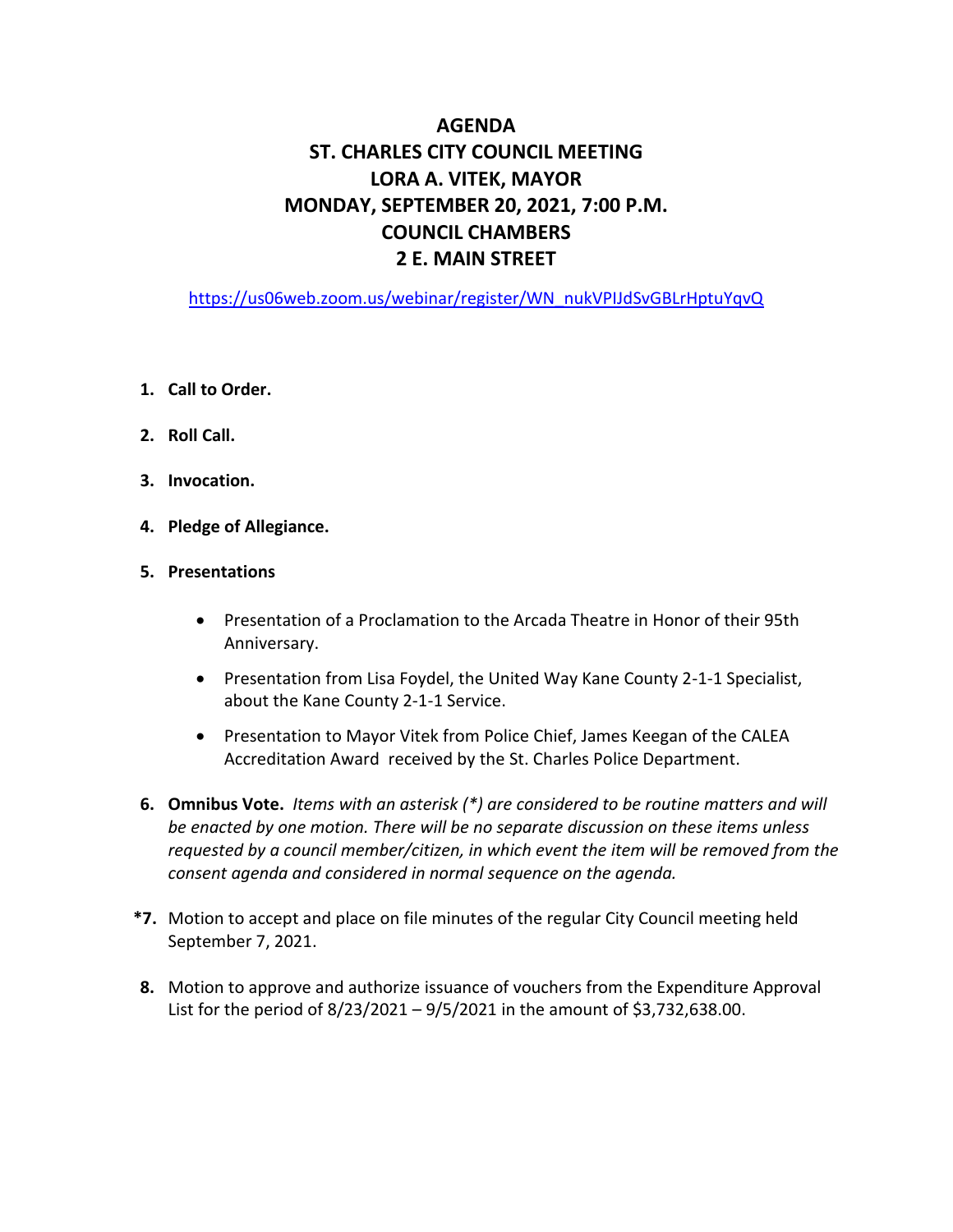# AGENDA
# ST. CHARLES CITY COUNCIL MEETING
# LORA A. VITEK, MAYOR
# MONDAY, SEPTEMBER 20, 2021, 7:00 P.M.
# COUNCIL CHAMBERS
# 2 E. MAIN STREET

https://us06web.zoom.us/webinar/register/WN_nukVPIJdSvGBLrHptuYqvQ

1. **Call to Order.**

2. **Roll Call.**

3. **Invocation.**

4. **Pledge of Allegiance.**

5. **Presentations**

   - Presentation of a Proclamation to the Arcada Theatre in Honor of their 95th Anniversary.
   - Presentation from Lisa Foydel, the United Way Kane County 2-1-1 Specialist, about the Kane County 2-1-1 Service.
   - Presentation to Mayor Vitek from Police Chief, James Keegan of the CALEA Accreditation Award received by the St. Charles Police Department.

6. **Omnibus Vote.** *Items with an asterisk (*) are considered to be routine matters and will be enacted by one motion. There will be no separate discussion on these items unless requested by a council member/citizen, in which event the item will be removed from the consent agenda and considered in normal sequence on the agenda.*

**\*7.** Motion to accept and place on file minutes of the regular City Council meeting held September 7, 2021.

**8.** Motion to approve and authorize issuance of vouchers from the Expenditure Approval List for the period of 8/23/2021 – 9/5/2021 in the amount of $3,732,638.00.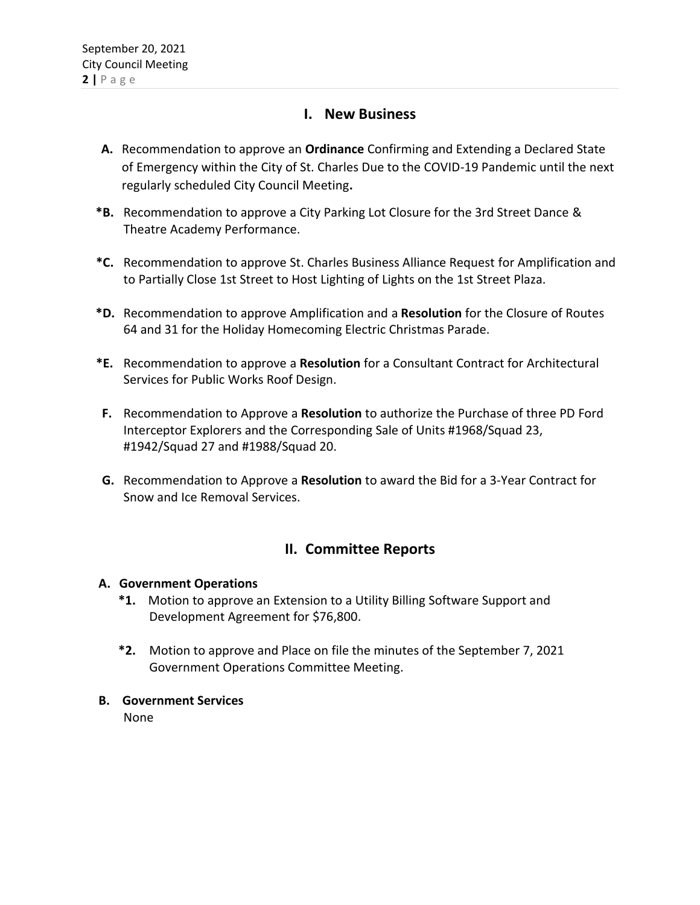## I. New Business

**A.** Recommendation to approve an **Ordinance** Confirming and Extending a Declared State of Emergency within the City of St. Charles Due to the COVID-19 Pandemic until the next regularly scheduled City Council Meeting**.**

***B.** Recommendation to approve a City Parking Lot Closure for the 3rd Street Dance & Theatre Academy Performance.

***C.** Recommendation to approve St. Charles Business Alliance Request for Amplification and to Partially Close 1st Street to Host Lighting of Lights on the 1st Street Plaza.

***D.** Recommendation to approve Amplification and a **Resolution** for the Closure of Routes 64 and 31 for the Holiday Homecoming Electric Christmas Parade.

***E.** Recommendation to approve a **Resolution** for a Consultant Contract for Architectural Services for Public Works Roof Design.

**F.** Recommendation to Approve a **Resolution** to authorize the Purchase of three PD Ford Interceptor Explorers and the Corresponding Sale of Units #1968/Squad 23, #1942/Squad 27 and #1988/Squad 20.

**G.** Recommendation to Approve a **Resolution** to award the Bid for a 3-Year Contract for Snow and Ice Removal Services.

## II. Committee Reports

**A. Government Operations**

***1.** Motion to approve an Extension to a Utility Billing Software Support and Development Agreement for $76,800.

***2.** Motion to approve and Place on file the minutes of the September 7, 2021 Government Operations Committee Meeting.

**B. Government Services**

None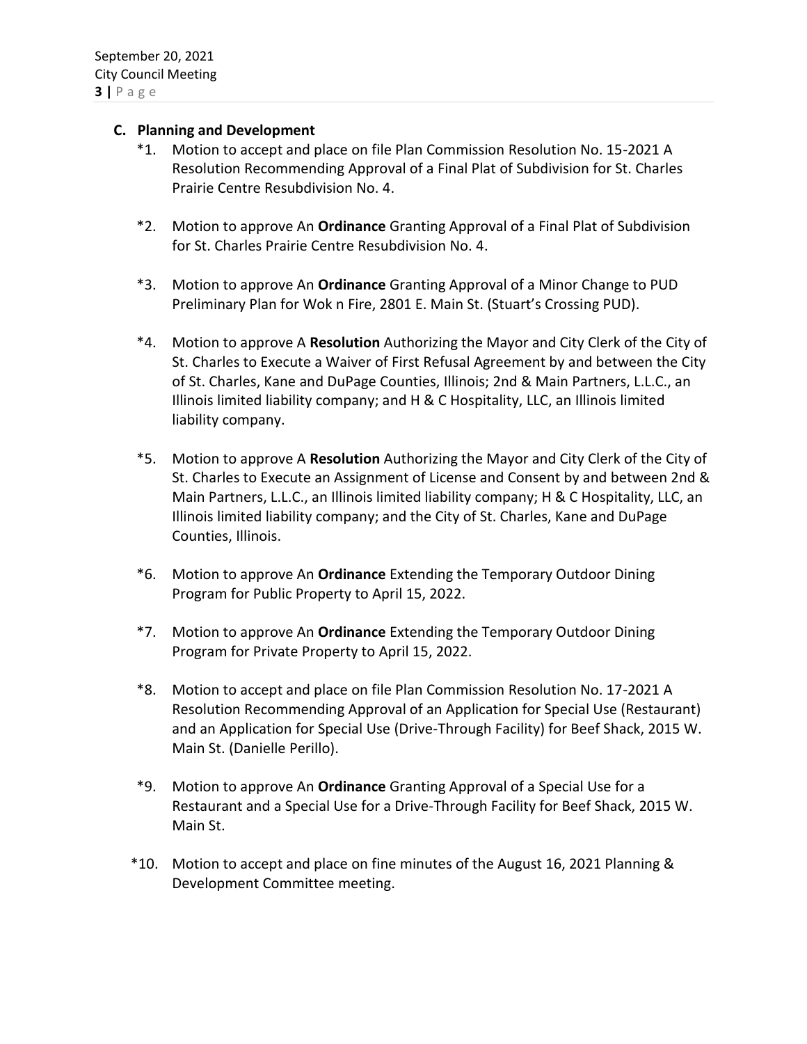### C. Planning and Development

*1. Motion to accept and place on file Plan Commission Resolution No. 15-2021 A Resolution Recommending Approval of a Final Plat of Subdivision for St. Charles Prairie Centre Resubdivision No. 4.

*2. Motion to approve An **Ordinance** Granting Approval of a Final Plat of Subdivision for St. Charles Prairie Centre Resubdivision No. 4.

*3. Motion to approve An **Ordinance** Granting Approval of a Minor Change to PUD Preliminary Plan for Wok n Fire, 2801 E. Main St. (Stuart's Crossing PUD).

*4. Motion to approve A **Resolution** Authorizing the Mayor and City Clerk of the City of St. Charles to Execute a Waiver of First Refusal Agreement by and between the City of St. Charles, Kane and DuPage Counties, Illinois; 2nd & Main Partners, L.L.C., an Illinois limited liability company; and H & C Hospitality, LLC, an Illinois limited liability company.

*5. Motion to approve A **Resolution** Authorizing the Mayor and City Clerk of the City of St. Charles to Execute an Assignment of License and Consent by and between 2nd & Main Partners, L.L.C., an Illinois limited liability company; H & C Hospitality, LLC, an Illinois limited liability company; and the City of St. Charles, Kane and DuPage Counties, Illinois.

*6. Motion to approve An **Ordinance** Extending the Temporary Outdoor Dining Program for Public Property to April 15, 2022.

*7. Motion to approve An **Ordinance** Extending the Temporary Outdoor Dining Program for Private Property to April 15, 2022.

*8. Motion to accept and place on file Plan Commission Resolution No. 17-2021 A Resolution Recommending Approval of an Application for Special Use (Restaurant) and an Application for Special Use (Drive-Through Facility) for Beef Shack, 2015 W. Main St. (Danielle Perillo).

*9. Motion to approve An **Ordinance** Granting Approval of a Special Use for a Restaurant and a Special Use for a Drive-Through Facility for Beef Shack, 2015 W. Main St.

*10. Motion to accept and place on fine minutes of the August 16, 2021 Planning & Development Committee meeting.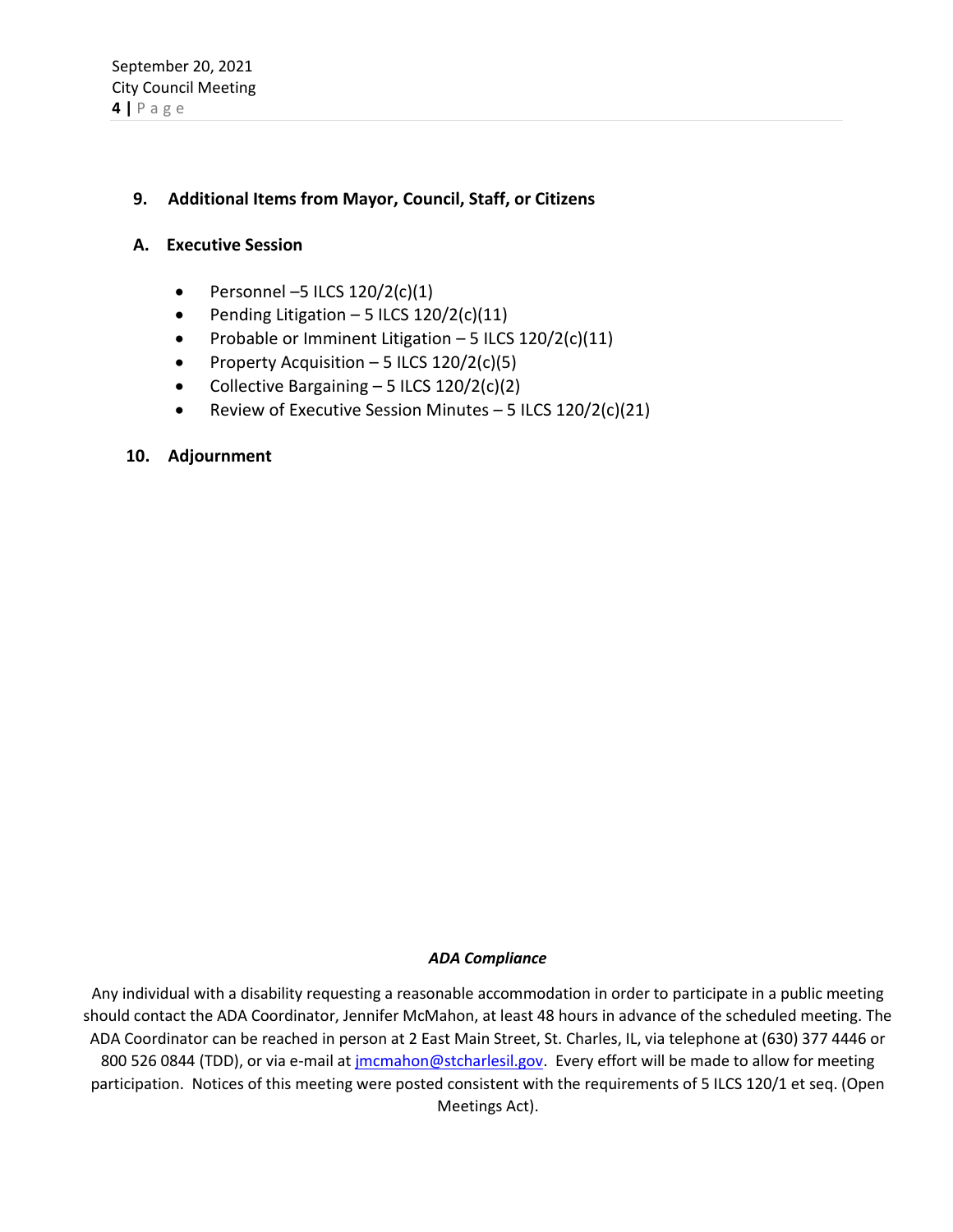**9. Additional Items from Mayor, Council, Staff, or Citizens**

**A. Executive Session**

- Personnel –5 ILCS 120/2(c)(1)
- Pending Litigation – 5 ILCS 120/2(c)(11)
- Probable or Imminent Litigation – 5 ILCS 120/2(c)(11)
- Property Acquisition – 5 ILCS 120/2(c)(5)
- Collective Bargaining – 5 ILCS 120/2(c)(2)
- Review of Executive Session Minutes – 5 ILCS 120/2(c)(21)

**10. Adjournment**

***ADA Compliance***

Any individual with a disability requesting a reasonable accommodation in order to participate in a public meeting should contact the ADA Coordinator, Jennifer McMahon, at least 48 hours in advance of the scheduled meeting. The ADA Coordinator can be reached in person at 2 East Main Street, St. Charles, IL, via telephone at (630) 377 4446 or 800 526 0844 (TDD), or via e-mail at jmcmahon@stcharlesil.gov. Every effort will be made to allow for meeting participation. Notices of this meeting were posted consistent with the requirements of 5 ILCS 120/1 et seq. (Open Meetings Act).